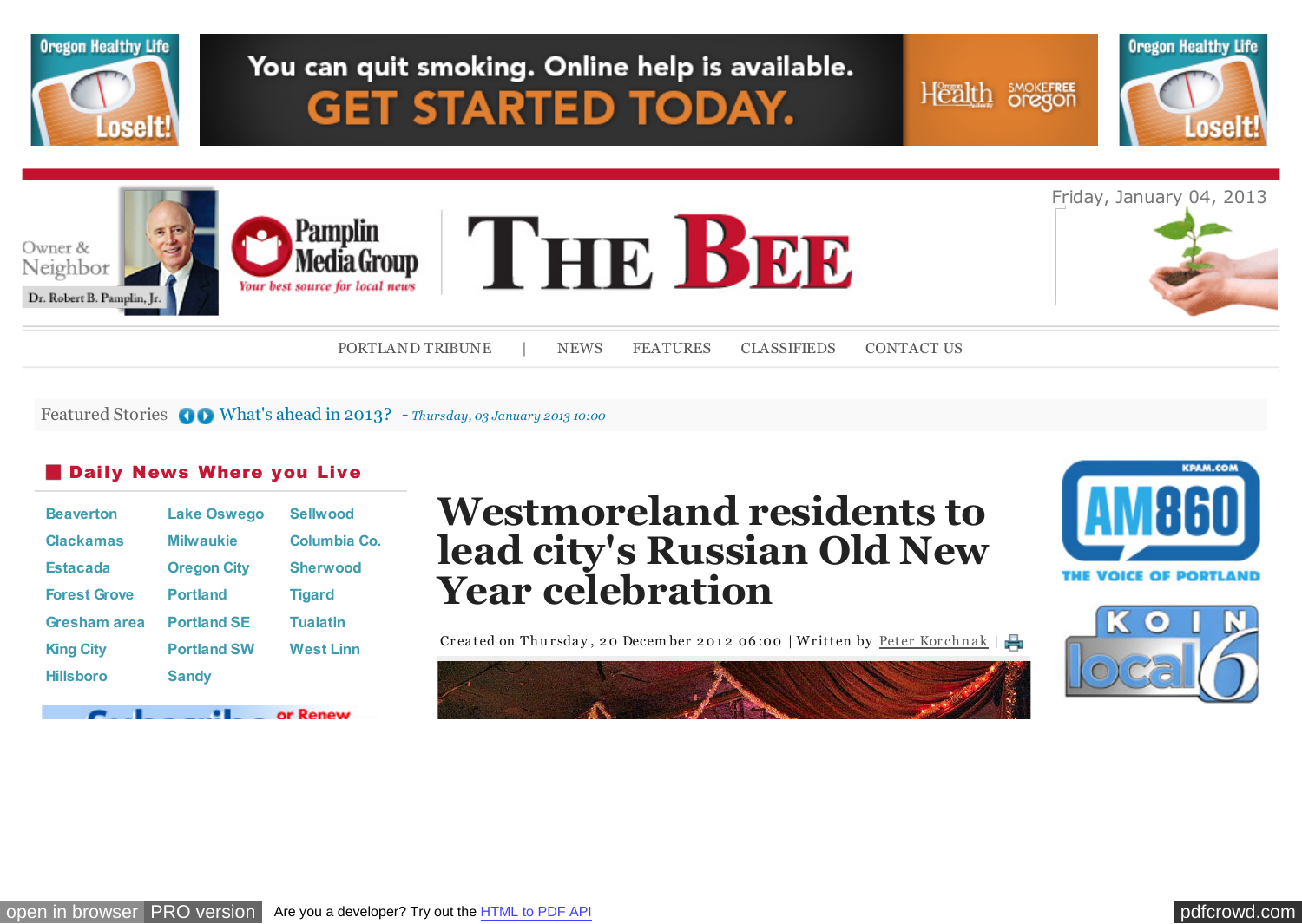Oregon Healthy Life LoseIt!

You can quit smoking. Online help is available. GET STARTED TODAY.

Friday, January 04, 2013

Owner & Neighbor
Dr. Robert B. Pamplin, Jr.

Pamplin Media Group
*Your best source for local news*

# THE BEE

PORTLAND TRIBUNE | NEWS FEATURES CLASSIFIEDS CONTACT US

Featured Stories What's ahead in 2013? - *Thursday, 03 January 2013 10:00*

## Daily News Where you Live

| | | |
|---|---|---|
| Beaverton | Lake Oswego | Sellwood |
| Clackamas | Milwaukie | Columbia Co. |
| Estacada | Oregon City | Sherwood |
| Forest Grove | Portland | Tigard |
| Gresham area | Portland SE | Tualatin |
| King City | Portland SW | West Linn |
| Hillsboro | Sandy | |

# Westmoreland residents to lead city's Russian Old New Year celebration

Created on Thursday, 20 December 2012 06:00 | Written by Peter Korchnak |

KPAM.COM AM860 THE VOICE OF PORTLAND

KOIN local 6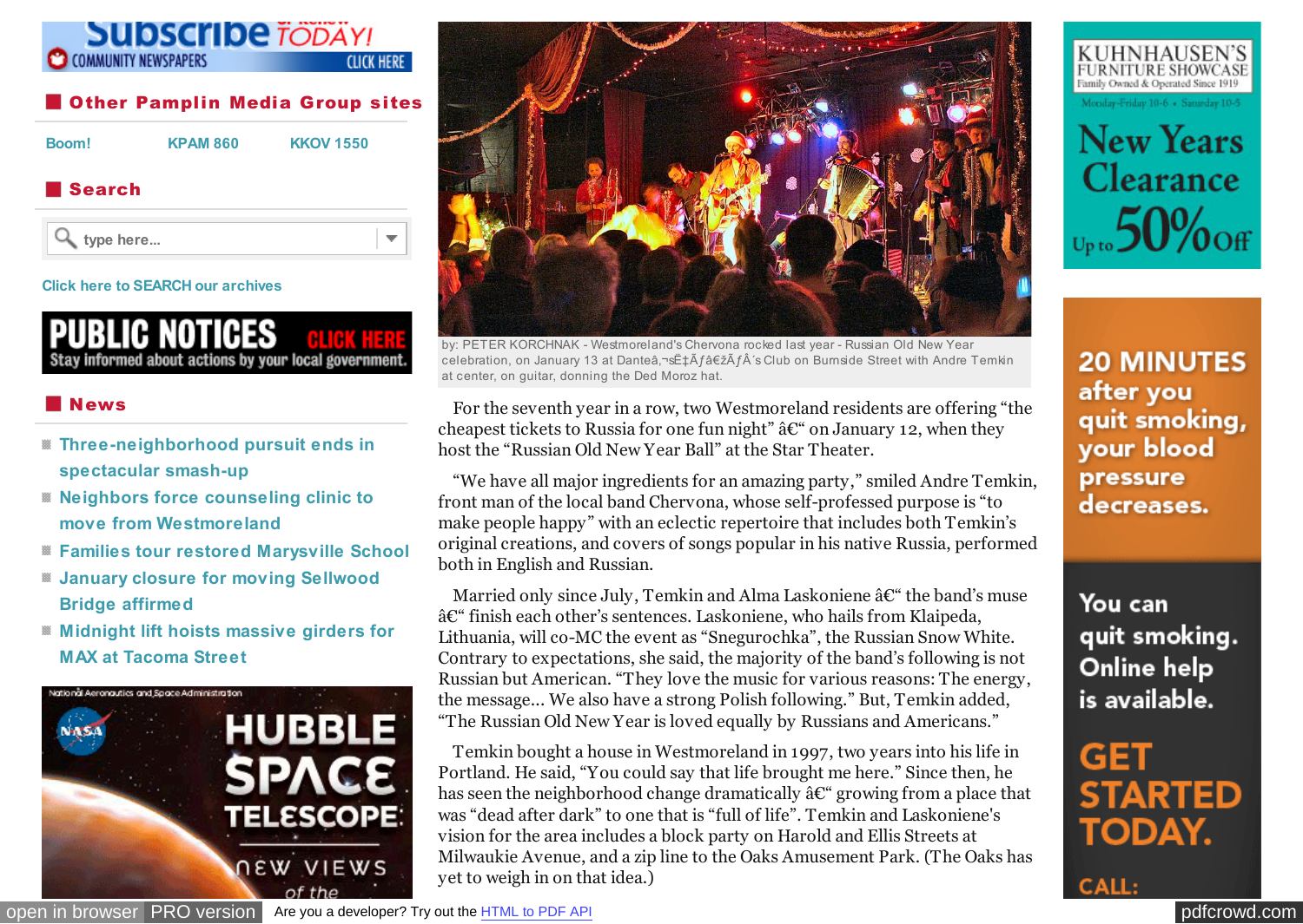Subscribe TODAY! COMMUNITY NEWSPAPERS CLICK HERE

## Other Pamplin Media Group sites

Boom! KPAM 860 KKOV 1550

## Search

type here...

Click here to SEARCH our archives

PUBLIC NOTICES CLICK HERE Stay informed about actions by your local government.

## News

- Three-neighborhood pursuit ends in spectacular smash-up
- Neighbors force counseling clinic to move from Westmoreland
- Families tour restored Marysville School
- January closure for moving Sellwood Bridge affirmed
- Midnight lift hoists massive girders for MAX at Tacoma Street

by: PETER KORCHNAK - Westmoreland's Chervona rocked last year - Russian Old New Year celebration, on January 13 at Danteâ‚¬‡Ãƒâ€žÃƒÂ´s Club on Burnside Street with Andre Temkin at center, on guitar, donning the Ded Moroz hat.

For the seventh year in a row, two Westmoreland residents are offering "the cheapest tickets to Russia for one fun night" â€" on January 12, when they host the "Russian Old New Year Ball" at the Star Theater.

"We have all major ingredients for an amazing party," smiled Andre Temkin, front man of the local band Chervona, whose self-professed purpose is "to make people happy" with an eclectic repertoire that includes both Temkin's original creations, and covers of songs popular in his native Russia, performed both in English and Russian.

Married only since July, Temkin and Alma Laskoniene â€" the band's muse â€" finish each other's sentences. Laskoniene, who hails from Klaipeda, Lithuania, will co-MC the event as "Snegurochka", the Russian Snow White. Contrary to expectations, she said, the majority of the band's following is not Russian but American. "They love the music for various reasons: The energy, the message... We also have a strong Polish following." But, Temkin added, "The Russian Old New Year is loved equally by Russians and Americans."

Temkin bought a house in Westmoreland in 1997, two years into his life in Portland. He said, "You could say that life brought me here." Since then, he has seen the neighborhood change dramatically â€" growing from a place that was "dead after dark" to one that is "full of life". Temkin and Laskoniene's vision for the area includes a block party on Harold and Ellis Streets at Milwaukie Avenue, and a zip line to the Oaks Amusement Park. (The Oaks has yet to weigh in on that idea.)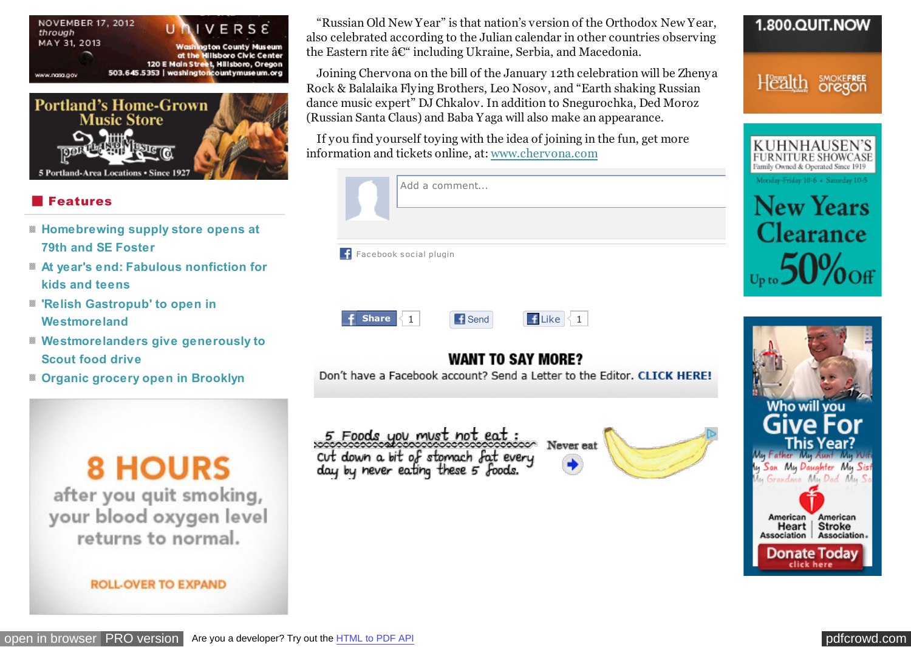"Russian Old New Year" is that nation's version of the Orthodox New Year, also celebrated according to the Julian calendar in other countries observing the Eastern rite â€“ including Ukraine, Serbia, and Macedonia.

Joining Chervona on the bill of the January 12th celebration will be Zhenya Rock & Balalaika Flying Brothers, Leo Nosov, and "Earth shaking Russian dance music expert" DJ Chkalov. In addition to Snegurochka, Ded Moroz (Russian Santa Claus) and Baba Yaga will also make an appearance.

If you find yourself toying with the idea of joining in the fun, get more information and tickets online, at: www.chervona.com

## Features

- Homebrewing supply store opens at 79th and SE Foster
- At year's end: Fabulous nonfiction for kids and teens
- 'Relish Gastropub' to open in Westmoreland
- Westmorelanders give generously to Scout food drive
- Organic grocery open in Brooklyn

Add a comment...

Facebook social plugin

Share 1 Send Like 1

**WANT TO SAY MORE?**

Don't have a Facebook account? Send a Letter to the Editor. **CLICK HERE!**